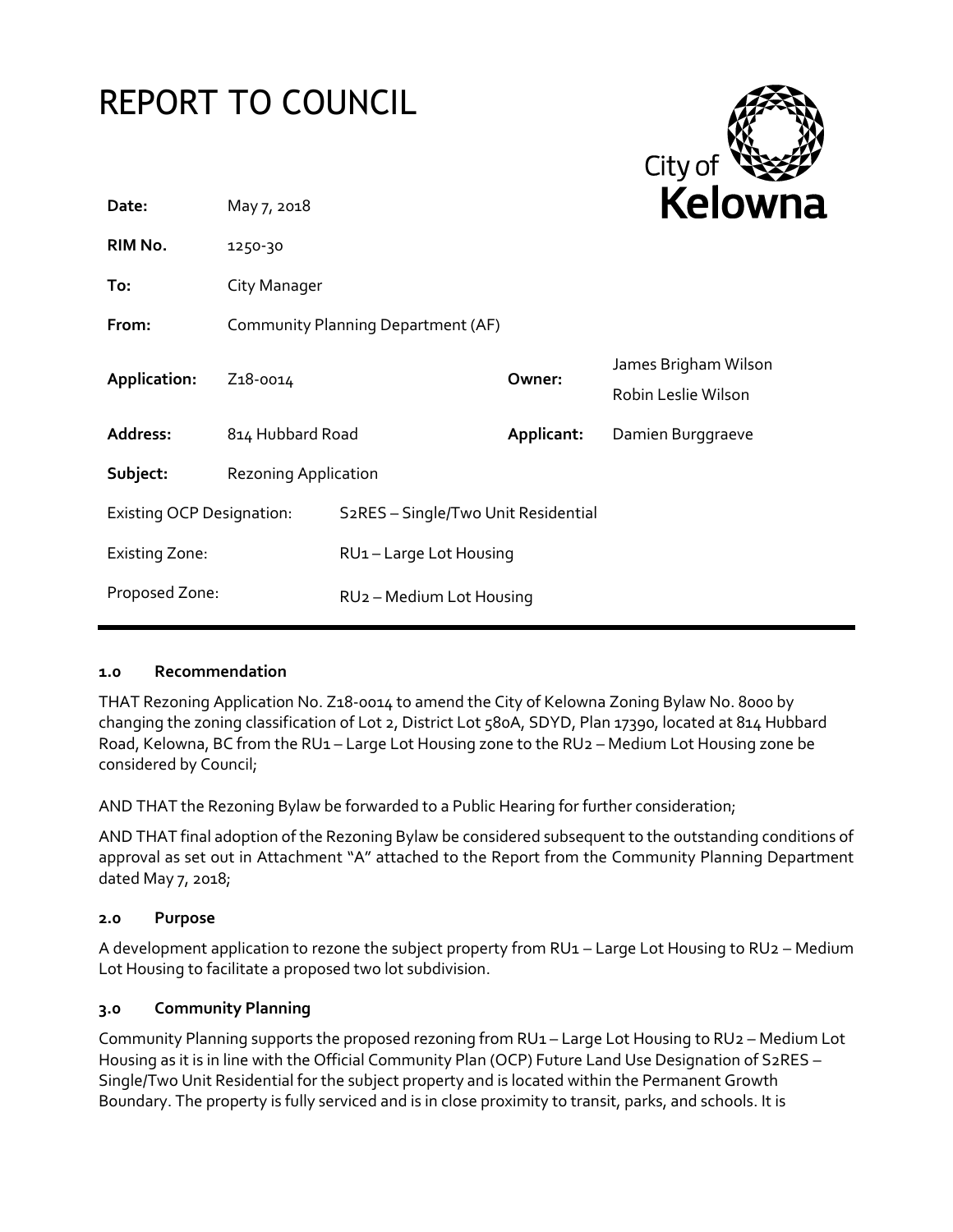# REPORT TO COUNCIL

City of Kelowna

| | | | |
|---|---|---|---|
| **Date:** | May 7, 2018 | | |
| **RIM No.** | 1250-30 | | |
| **To:** | City Manager | | |
| **From:** | Community Planning Department (AF) | | |
| **Application:** | Z18-0014 | **Owner:** | James Brigham Wilson<br>Robin Leslie Wilson |
| **Address:** | 814 Hubbard Road | **Applicant:** | Damien Burggraeve |
| **Subject:** | Rezoning Application | | |
| Existing OCP Designation: | S2RES – Single/Two Unit Residential | | |
| Existing Zone: | RU1 – Large Lot Housing | | |
| Proposed Zone: | RU2 – Medium Lot Housing | | |

### 1.0 Recommendation

THAT Rezoning Application No. Z18-0014 to amend the City of Kelowna Zoning Bylaw No. 8000 by changing the zoning classification of Lot 2, District Lot 580A, SDYD, Plan 17390, located at 814 Hubbard Road, Kelowna, BC from the RU1 – Large Lot Housing zone to the RU2 – Medium Lot Housing zone be considered by Council;

AND THAT the Rezoning Bylaw be forwarded to a Public Hearing for further consideration;

AND THAT final adoption of the Rezoning Bylaw be considered subsequent to the outstanding conditions of approval as set out in Attachment "A" attached to the Report from the Community Planning Department dated May 7, 2018;

### 2.0 Purpose

A development application to rezone the subject property from RU1 – Large Lot Housing to RU2 – Medium Lot Housing to facilitate a proposed two lot subdivision.

### 3.0 Community Planning

Community Planning supports the proposed rezoning from RU1 – Large Lot Housing to RU2 – Medium Lot Housing as it is in line with the Official Community Plan (OCP) Future Land Use Designation of S2RES – Single/Two Unit Residential for the subject property and is located within the Permanent Growth Boundary. The property is fully serviced and is in close proximity to transit, parks, and schools. It is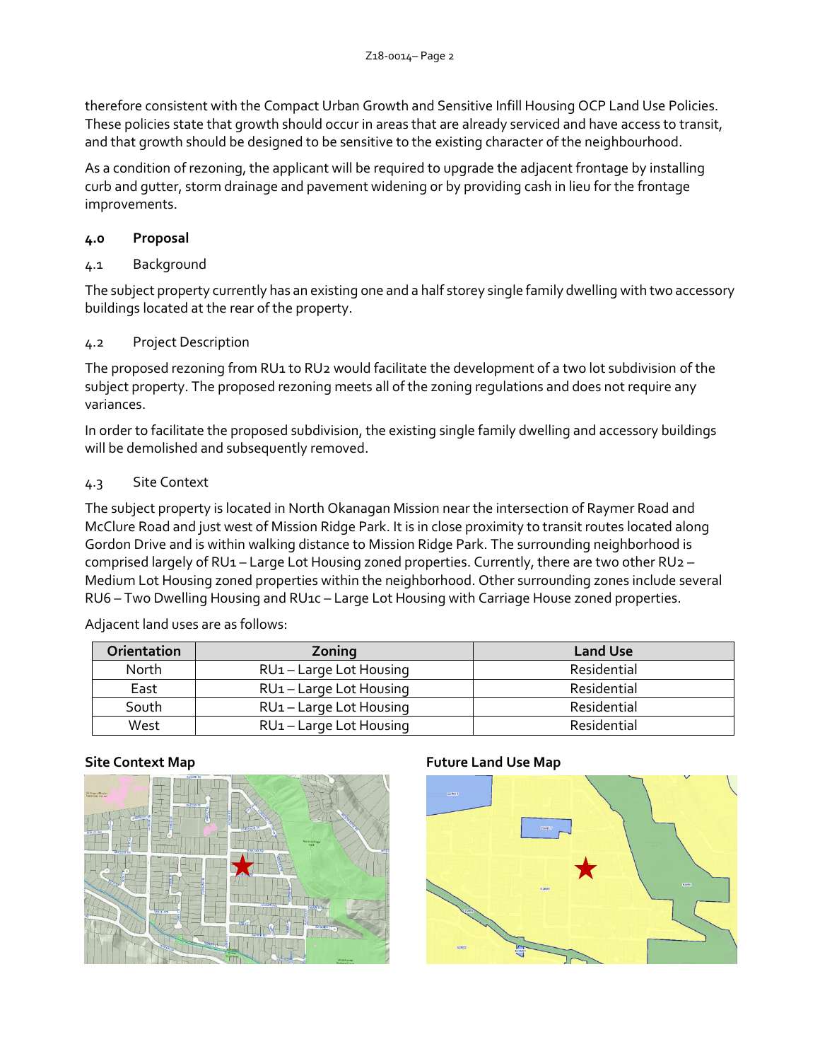therefore consistent with the Compact Urban Growth and Sensitive Infill Housing OCP Land Use Policies. These policies state that growth should occur in areas that are already serviced and have access to transit, and that growth should be designed to be sensitive to the existing character of the neighbourhood.

As a condition of rezoning, the applicant will be required to upgrade the adjacent frontage by installing curb and gutter, storm drainage and pavement widening or by providing cash in lieu for the frontage improvements.

## 4.0 Proposal

### 4.1 Background

The subject property currently has an existing one and a half storey single family dwelling with two accessory buildings located at the rear of the property.

### 4.2 Project Description

The proposed rezoning from RU1 to RU2 would facilitate the development of a two lot subdivision of the subject property. The proposed rezoning meets all of the zoning regulations and does not require any variances.

In order to facilitate the proposed subdivision, the existing single family dwelling and accessory buildings will be demolished and subsequently removed.

### 4.3 Site Context

The subject property is located in North Okanagan Mission near the intersection of Raymer Road and McClure Road and just west of Mission Ridge Park. It is in close proximity to transit routes located along Gordon Drive and is within walking distance to Mission Ridge Park. The surrounding neighborhood is comprised largely of RU1 – Large Lot Housing zoned properties. Currently, there are two other RU2 – Medium Lot Housing zoned properties within the neighborhood. Other surrounding zones include several RU6 – Two Dwelling Housing and RU1c – Large Lot Housing with Carriage House zoned properties.

Adjacent land uses are as follows:

| Orientation | Zoning | Land Use |
|---|---|---|
| North | RU1 – Large Lot Housing | Residential |
| East | RU1 – Large Lot Housing | Residential |
| South | RU1 – Large Lot Housing | Residential |
| West | RU1 – Large Lot Housing | Residential |

**Site Context Map**

**Future Land Use Map**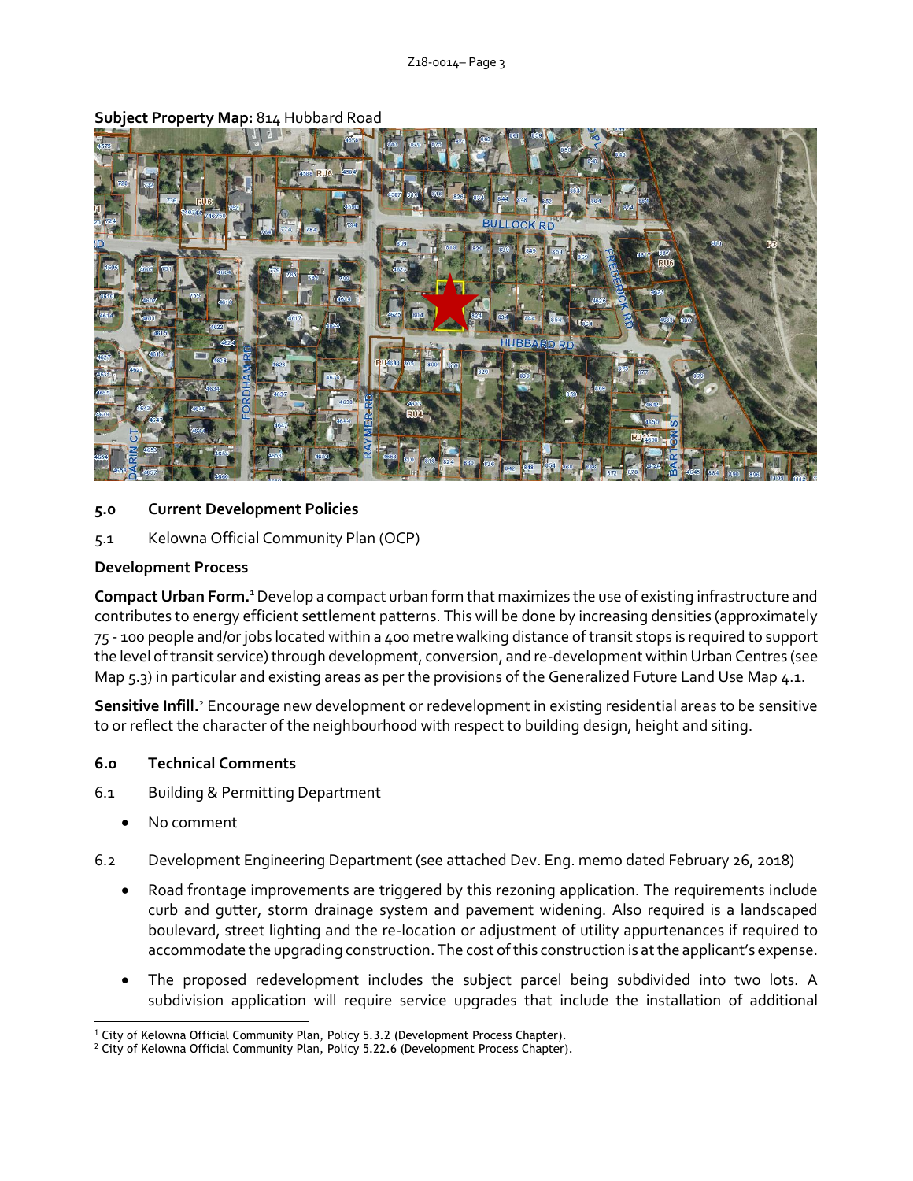**Subject Property Map:** 814 Hubbard Road

## 5.0 Current Development Policies

5.1 Kelowna Official Community Plan (OCP)

**Development Process**

**Compact Urban Form.**[1] Develop a compact urban form that maximizes the use of existing infrastructure and contributes to energy efficient settlement patterns. This will be done by increasing densities (approximately 75 - 100 people and/or jobs located within a 400 metre walking distance of transit stops is required to support the level of transit service) through development, conversion, and re-development within Urban Centres (see Map 5.3) in particular and existing areas as per the provisions of the Generalized Future Land Use Map 4.1.

**Sensitive Infill.**[2] Encourage new development or redevelopment in existing residential areas to be sensitive to or reflect the character of the neighbourhood with respect to building design, height and siting.

## 6.0 Technical Comments

6.1 Building & Permitting Department

- No comment

6.2 Development Engineering Department (see attached Dev. Eng. memo dated February 26, 2018)

- Road frontage improvements are triggered by this rezoning application. The requirements include curb and gutter, storm drainage system and pavement widening. Also required is a landscaped boulevard, street lighting and the re-location or adjustment of utility appurtenances if required to accommodate the upgrading construction. The cost of this construction is at the applicant's expense.
- The proposed redevelopment includes the subject parcel being subdivided into two lots. A subdivision application will require service upgrades that include the installation of additional

[1] City of Kelowna Official Community Plan, Policy 5.3.2 (Development Process Chapter).
[2] City of Kelowna Official Community Plan, Policy 5.22.6 (Development Process Chapter).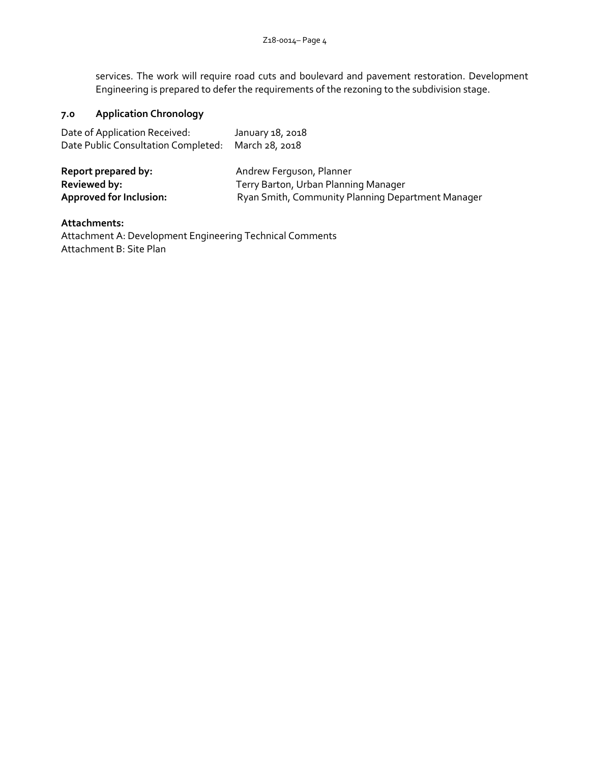services. The work will require road cuts and boulevard and pavement restoration. Development Engineering is prepared to defer the requirements of the rezoning to the subdivision stage.

## 7.0 Application Chronology

Date of Application Received: January 18, 2018
Date Public Consultation Completed: March 28, 2018

**Report prepared by:** Andrew Ferguson, Planner
**Reviewed by:** Terry Barton, Urban Planning Manager
**Approved for Inclusion:** Ryan Smith, Community Planning Department Manager

**Attachments:**
Attachment A: Development Engineering Technical Comments
Attachment B: Site Plan